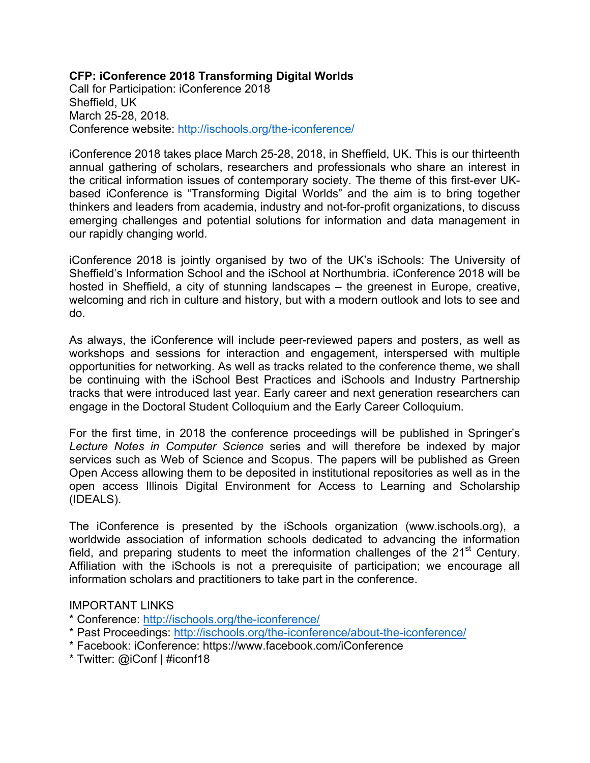**CFP: iConference 2018 Transforming Digital Worlds**

Call for Participation: iConference 2018
Sheffield, UK
March 25-28, 2018.
Conference website: http://ischools.org/the-iconference/

iConference 2018 takes place March 25-28, 2018, in Sheffield, UK. This is our thirteenth annual gathering of scholars, researchers and professionals who share an interest in the critical information issues of contemporary society. The theme of this first-ever UK-based iConference is “Transforming Digital Worlds” and the aim is to bring together thinkers and leaders from academia, industry and not-for-profit organizations, to discuss emerging challenges and potential solutions for information and data management in our rapidly changing world.

iConference 2018 is jointly organised by two of the UK’s iSchools: The University of Sheffield’s Information School and the iSchool at Northumbria. iConference 2018 will be hosted in Sheffield, a city of stunning landscapes – the greenest in Europe, creative, welcoming and rich in culture and history, but with a modern outlook and lots to see and do.

As always, the iConference will include peer-reviewed papers and posters, as well as workshops and sessions for interaction and engagement, interspersed with multiple opportunities for networking. As well as tracks related to the conference theme, we shall be continuing with the iSchool Best Practices and iSchools and Industry Partnership tracks that were introduced last year. Early career and next generation researchers can engage in the Doctoral Student Colloquium and the Early Career Colloquium.

For the first time, in 2018 the conference proceedings will be published in Springer’s *Lecture Notes in Computer Science* series and will therefore be indexed by major services such as Web of Science and Scopus. The papers will be published as Green Open Access allowing them to be deposited in institutional repositories as well as in the open access Illinois Digital Environment for Access to Learning and Scholarship (IDEALS).

The iConference is presented by the iSchools organization (www.ischools.org), a worldwide association of information schools dedicated to advancing the information field, and preparing students to meet the information challenges of the 21st Century. Affiliation with the iSchools is not a prerequisite of participation; we encourage all information scholars and practitioners to take part in the conference.

IMPORTANT LINKS

* Conference: http://ischools.org/the-iconference/
* Past Proceedings: http://ischools.org/the-iconference/about-the-iconference/
* Facebook: iConference: https://www.facebook.com/iConference
* Twitter: @iConf | #iconf18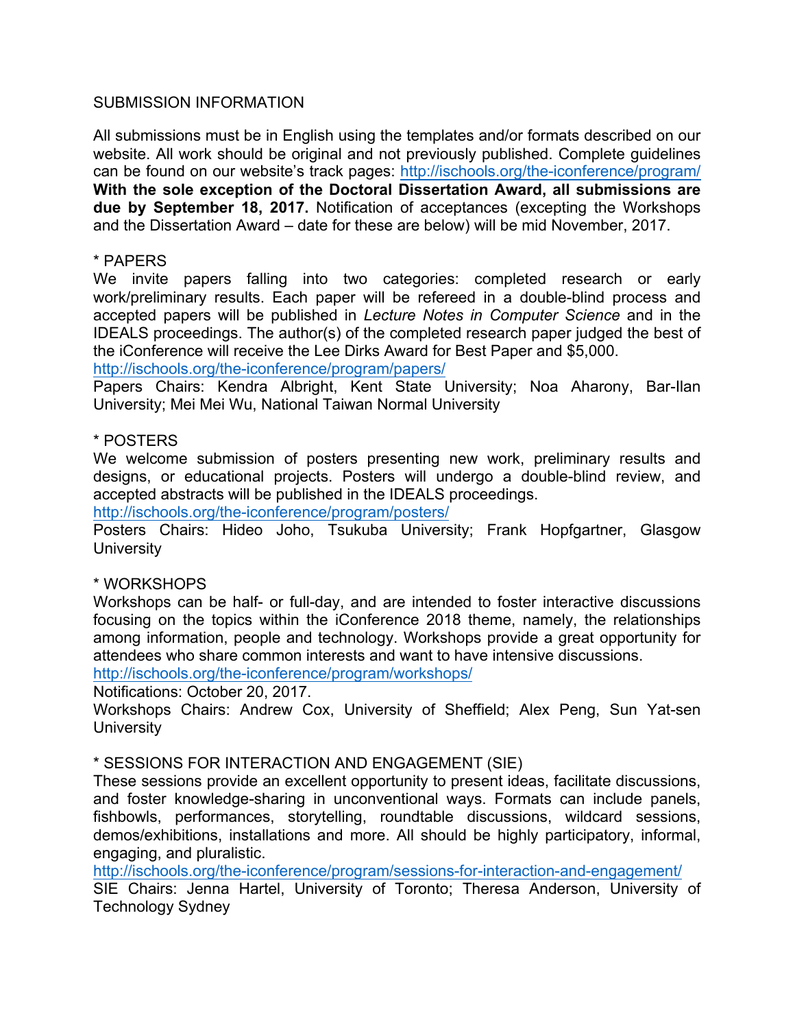SUBMISSION INFORMATION

All submissions must be in English using the templates and/or formats described on our website. All work should be original and not previously published. Complete guidelines can be found on our website's track pages: http://ischools.org/the-iconference/program/ **With the sole exception of the Doctoral Dissertation Award, all submissions are due by September 18, 2017.** Notification of acceptances (excepting the Workshops and the Dissertation Award – date for these are below) will be mid November, 2017.

* PAPERS

We invite papers falling into two categories: completed research or early work/preliminary results. Each paper will be refereed in a double-blind process and accepted papers will be published in *Lecture Notes in Computer Science* and in the IDEALS proceedings. The author(s) of the completed research paper judged the best of the iConference will receive the Lee Dirks Award for Best Paper and $5,000.
http://ischools.org/the-iconference/program/papers/
Papers Chairs: Kendra Albright, Kent State University; Noa Aharony, Bar-Ilan University; Mei Mei Wu, National Taiwan Normal University

* POSTERS

We welcome submission of posters presenting new work, preliminary results and designs, or educational projects. Posters will undergo a double-blind review, and accepted abstracts will be published in the IDEALS proceedings.
http://ischools.org/the-iconference/program/posters/
Posters Chairs: Hideo Joho, Tsukuba University; Frank Hopfgartner, Glasgow University

* WORKSHOPS

Workshops can be half- or full-day, and are intended to foster interactive discussions focusing on the topics within the iConference 2018 theme, namely, the relationships among information, people and technology. Workshops provide a great opportunity for attendees who share common interests and want to have intensive discussions.
http://ischools.org/the-iconference/program/workshops/
Notifications: October 20, 2017.
Workshops Chairs: Andrew Cox, University of Sheffield; Alex Peng, Sun Yat-sen University

* SESSIONS FOR INTERACTION AND ENGAGEMENT (SIE)

These sessions provide an excellent opportunity to present ideas, facilitate discussions, and foster knowledge-sharing in unconventional ways. Formats can include panels, fishbowls, performances, storytelling, roundtable discussions, wildcard sessions, demos/exhibitions, installations and more. All should be highly participatory, informal, engaging, and pluralistic.
http://ischools.org/the-iconference/program/sessions-for-interaction-and-engagement/
SIE Chairs: Jenna Hartel, University of Toronto; Theresa Anderson, University of Technology Sydney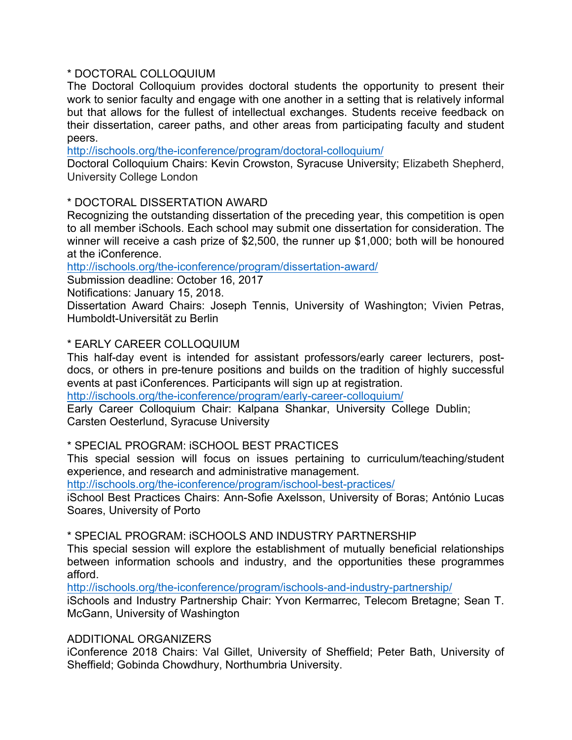\* DOCTORAL COLLOQUIUM

The Doctoral Colloquium provides doctoral students the opportunity to present their work to senior faculty and engage with one another in a setting that is relatively informal but that allows for the fullest of intellectual exchanges. Students receive feedback on their dissertation, career paths, and other areas from participating faculty and student peers.

http://ischools.org/the-iconference/program/doctoral-colloquium/

Doctoral Colloquium Chairs: Kevin Crowston, Syracuse University; Elizabeth Shepherd, University College London

\* DOCTORAL DISSERTATION AWARD

Recognizing the outstanding dissertation of the preceding year, this competition is open to all member iSchools. Each school may submit one dissertation for consideration. The winner will receive a cash prize of $2,500, the runner up $1,000; both will be honoured at the iConference.

http://ischools.org/the-iconference/program/dissertation-award/

Submission deadline: October 16, 2017

Notifications: January 15, 2018.

Dissertation Award Chairs: Joseph Tennis, University of Washington; Vivien Petras, Humboldt-Universität zu Berlin

\* EARLY CAREER COLLOQUIUM

This half-day event is intended for assistant professors/early career lecturers, post-docs, or others in pre-tenure positions and builds on the tradition of highly successful events at past iConferences. Participants will sign up at registration.

http://ischools.org/the-iconference/program/early-career-colloquium/

Early Career Colloquium Chair: Kalpana Shankar, University College Dublin; Carsten Oesterlund, Syracuse University

\* SPECIAL PROGRAM: iSCHOOL BEST PRACTICES

This special session will focus on issues pertaining to curriculum/teaching/student experience, and research and administrative management.

http://ischools.org/the-iconference/program/ischool-best-practices/

iSchool Best Practices Chairs: Ann-Sofie Axelsson, University of Boras; António Lucas Soares, University of Porto

\* SPECIAL PROGRAM: iSCHOOLS AND INDUSTRY PARTNERSHIP

This special session will explore the establishment of mutually beneficial relationships between information schools and industry, and the opportunities these programmes afford.

http://ischools.org/the-iconference/program/ischools-and-industry-partnership/

iSchools and Industry Partnership Chair: Yvon Kermarrec, Telecom Bretagne; Sean T. McGann, University of Washington

ADDITIONAL ORGANIZERS

iConference 2018 Chairs: Val Gillet, University of Sheffield; Peter Bath, University of Sheffield; Gobinda Chowdhury, Northumbria University.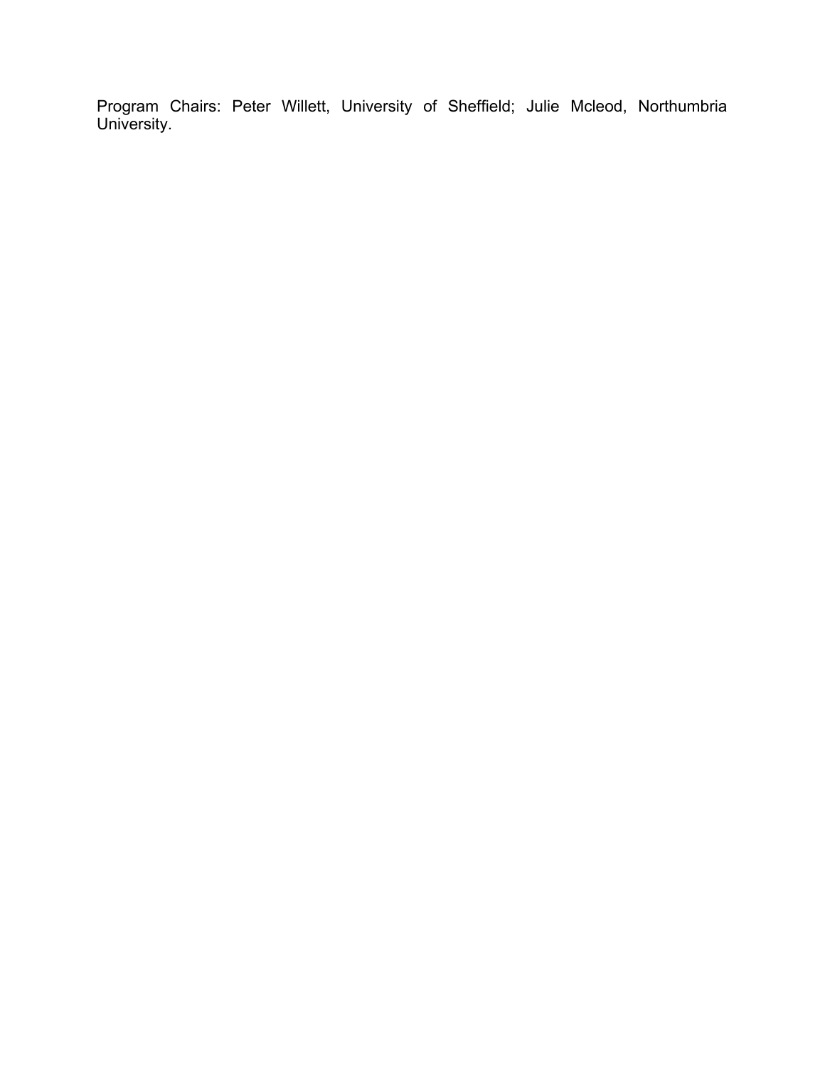Program Chairs: Peter Willett, University of Sheffield; Julie Mcleod, Northumbria University.